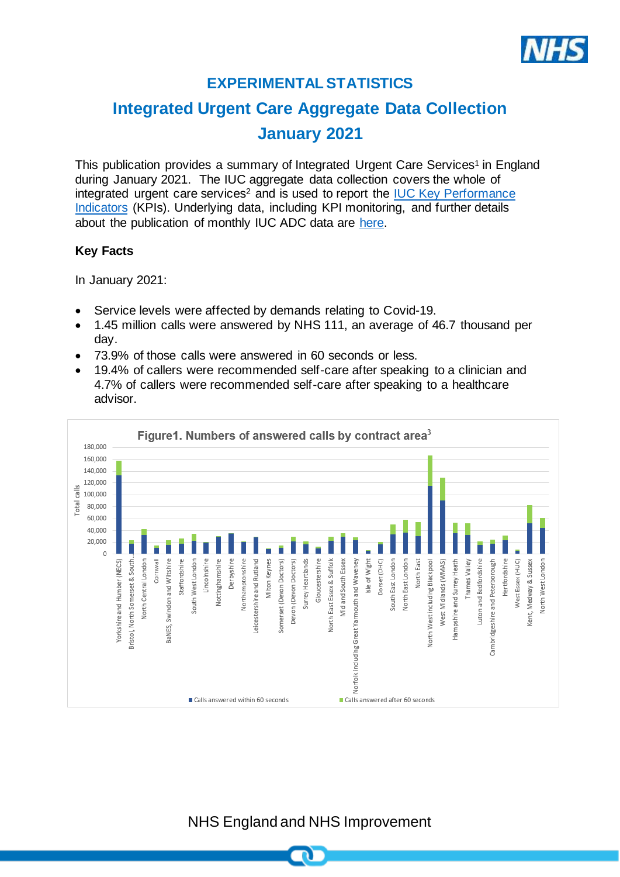# EXPERIMENTAL STATISTICS

# Integrated Urgent Care Aggregate Data Collection January 2021

This publication provides a summary of Integrated Urgent Care Services[1] in England during January 2021. The IUC aggregate data collection covers the whole of integrated urgent care services[2] and is used to report the IUC Key Performance Indicators (KPIs). Underlying data, including KPI monitoring, and further details about the publication of monthly IUC ADC data are here.

**Key Facts**

In January 2021:

- Service levels were affected by demands relating to Covid-19.
- 1.45 million calls were answered by NHS 111, an average of 46.7 thousand per day.
- 73.9% of those calls were answered in 60 seconds or less.
- 19.4% of callers were recommended self-care after speaking to a clinician and 4.7% of callers were recommended self-care after speaking to a healthcare advisor.

**Figure1. Numbers of answered calls by contract area[3]**

Total calls (0 to 180,000) by contract area: Yorkshire and Humber (NECS); Bristol, North Somerset & South...; North Central London; Cornwall; BaNES, Swindon and Wiltshire; Staffordshire; South West London; Lincolnshire; Nottinghamshire; Derbyshire; Northamptonshire; Leicestershire and Rutland; Milton Keynes; Somerset (Devon Doctors); Devon (Devon Doctors); Surrey Heartlands; Gloucestershire; North East Essex & Suffolk; Mid and South Essex; Norfolk including Great Yarmouth and Waveney; Isle of Wight; Dorset (DHC); South East London; North East London; North East; North West including Blackpool; West Midlands (WMAS); Hampshire and Surrey Heath; Thames Valley; Luton and Bedfordshire; Cambridgeshire and Peterborough; Hertfordshire; West Essex (HUC); Kent, Medway & Sussex; North West London.

Legend: Calls answered within 60 seconds; Calls answered after 60 seconds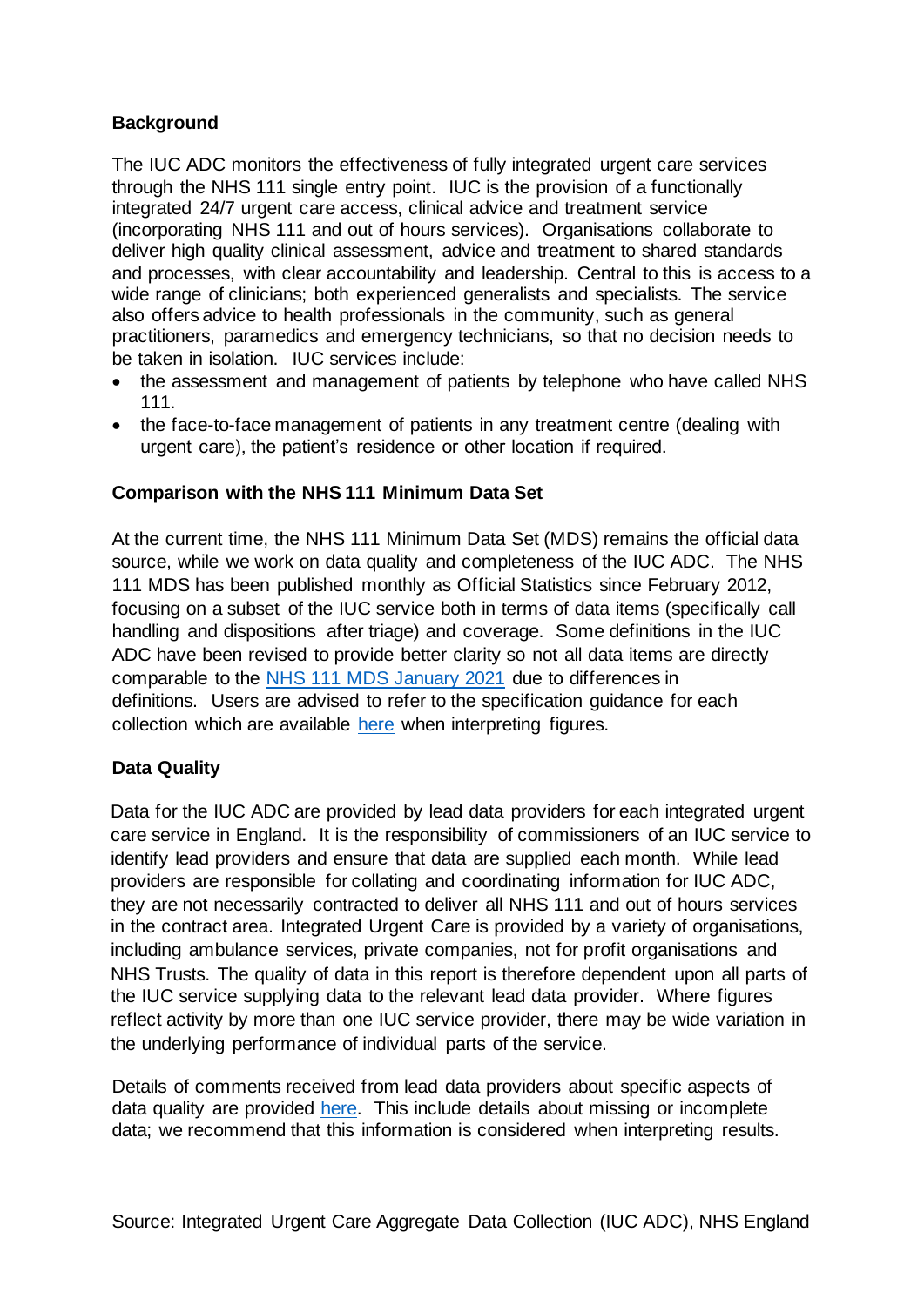**Background**

The IUC ADC monitors the effectiveness of fully integrated urgent care services through the NHS 111 single entry point. IUC is the provision of a functionally integrated 24/7 urgent care access, clinical advice and treatment service (incorporating NHS 111 and out of hours services). Organisations collaborate to deliver high quality clinical assessment, advice and treatment to shared standards and processes, with clear accountability and leadership. Central to this is access to a wide range of clinicians; both experienced generalists and specialists. The service also offers advice to health professionals in the community, such as general practitioners, paramedics and emergency technicians, so that no decision needs to be taken in isolation. IUC services include:

- the assessment and management of patients by telephone who have called NHS 111.
- the face-to-face management of patients in any treatment centre (dealing with urgent care), the patient's residence or other location if required.

**Comparison with the NHS 111 Minimum Data Set**

At the current time, the NHS 111 Minimum Data Set (MDS) remains the official data source, while we work on data quality and completeness of the IUC ADC. The NHS 111 MDS has been published monthly as Official Statistics since February 2012, focusing on a subset of the IUC service both in terms of data items (specifically call handling and dispositions after triage) and coverage. Some definitions in the IUC ADC have been revised to provide better clarity so not all data items are directly comparable to the NHS 111 MDS January 2021 due to differences in definitions. Users are advised to refer to the specification guidance for each collection which are available here when interpreting figures.

**Data Quality**

Data for the IUC ADC are provided by lead data providers for each integrated urgent care service in England. It is the responsibility of commissioners of an IUC service to identify lead providers and ensure that data are supplied each month. While lead providers are responsible for collating and coordinating information for IUC ADC, they are not necessarily contracted to deliver all NHS 111 and out of hours services in the contract area. Integrated Urgent Care is provided by a variety of organisations, including ambulance services, private companies, not for profit organisations and NHS Trusts. The quality of data in this report is therefore dependent upon all parts of the IUC service supplying data to the relevant lead data provider. Where figures reflect activity by more than one IUC service provider, there may be wide variation in the underlying performance of individual parts of the service.

Details of comments received from lead data providers about specific aspects of data quality are provided here. This include details about missing or incomplete data; we recommend that this information is considered when interpreting results.

Source: Integrated Urgent Care Aggregate Data Collection (IUC ADC), NHS England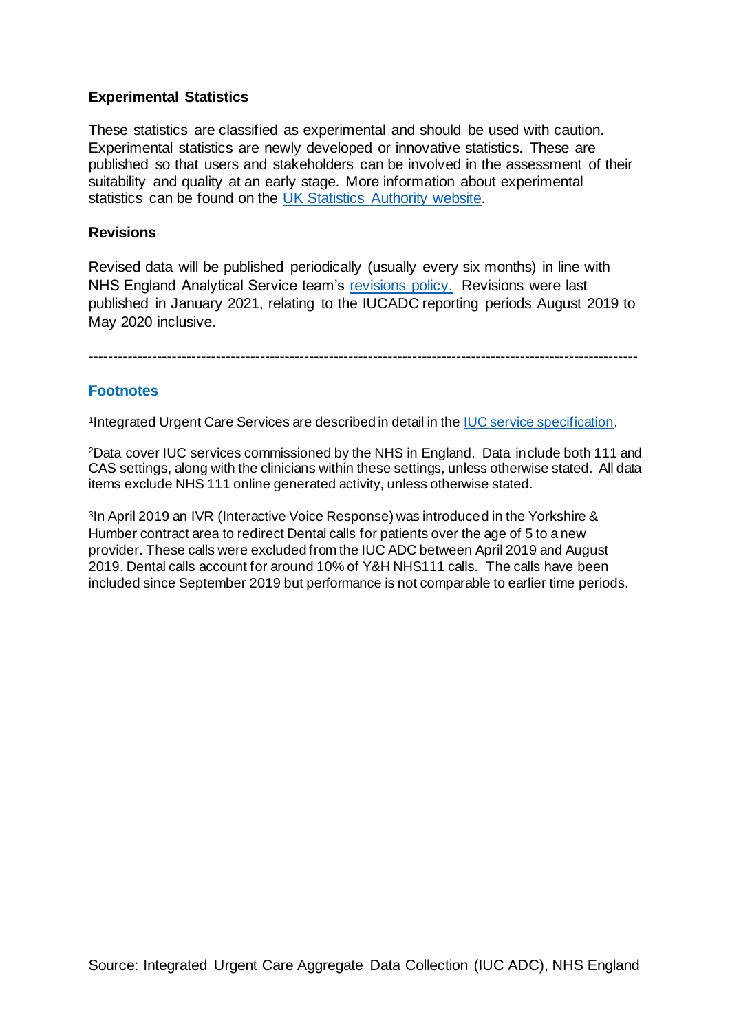**Experimental Statistics**

These statistics are classified as experimental and should be used with caution. Experimental statistics are newly developed or innovative statistics. These are published so that users and stakeholders can be involved in the assessment of their suitability and quality at an early stage. More information about experimental statistics can be found on the UK Statistics Authority website.

**Revisions**

Revised data will be published periodically (usually every six months) in line with NHS England Analytical Service team's revisions policy. Revisions were last published in January 2021, relating to the IUCADC reporting periods August 2019 to May 2020 inclusive.

---

## Footnotes

[1]Integrated Urgent Care Services are described in detail in the IUC service specification.

[2]Data cover IUC services commissioned by the NHS in England. Data include both 111 and CAS settings, along with the clinicians within these settings, unless otherwise stated. All data items exclude NHS 111 online generated activity, unless otherwise stated.

[3]In April 2019 an IVR (Interactive Voice Response) was introduced in the Yorkshire & Humber contract area to redirect Dental calls for patients over the age of 5 to a new provider. These calls were excluded from the IUC ADC between April 2019 and August 2019. Dental calls account for around 10% of Y&H NHS111 calls. The calls have been included since September 2019 but performance is not comparable to earlier time periods.

Source: Integrated Urgent Care Aggregate Data Collection (IUC ADC), NHS England